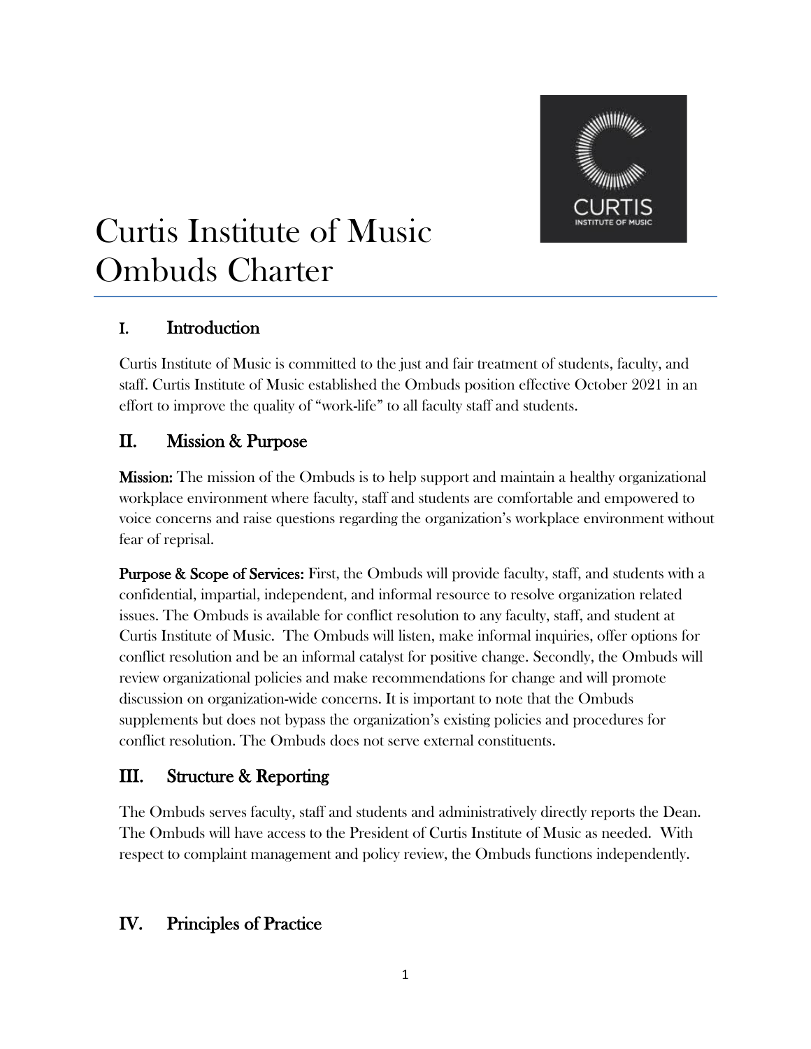# Curtis Institute of Music Ombuds Charter

## I. Introduction

Curtis Institute of Music is committed to the just and fair treatment of students, faculty, and staff. Curtis Institute of Music established the Ombuds position effective October 2021 in an effort to improve the quality of "work-life" to all faculty staff and students.

## II. Mission & Purpose

**Mission:** The mission of the Ombuds is to help support and maintain a healthy organizational workplace environment where faculty, staff and students are comfortable and empowered to voice concerns and raise questions regarding the organization's workplace environment without fear of reprisal.

**Purpose & Scope of Services:** First, the Ombuds will provide faculty, staff, and students with a confidential, impartial, independent, and informal resource to resolve organization related issues. The Ombuds is available for conflict resolution to any faculty, staff, and student at Curtis Institute of Music. The Ombuds will listen, make informal inquiries, offer options for conflict resolution and be an informal catalyst for positive change. Secondly, the Ombuds will review organizational policies and make recommendations for change and will promote discussion on organization-wide concerns. It is important to note that the Ombuds supplements but does not bypass the organization's existing policies and procedures for conflict resolution. The Ombuds does not serve external constituents.

## III. Structure & Reporting

The Ombuds serves faculty, staff and students and administratively directly reports the Dean. The Ombuds will have access to the President of Curtis Institute of Music as needed. With respect to complaint management and policy review, the Ombuds functions independently.

## IV. Principles of Practice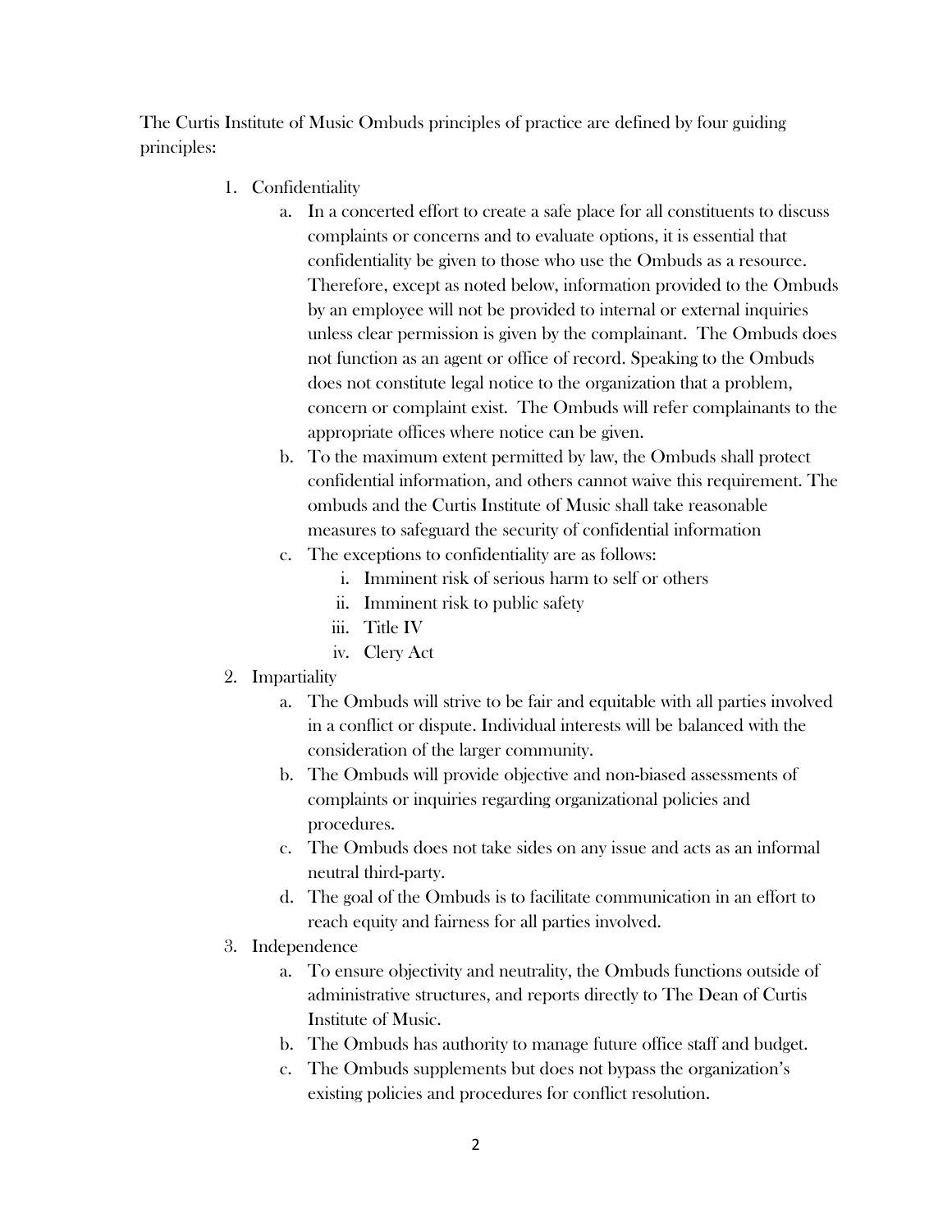The Curtis Institute of Music Ombuds principles of practice are defined by four guiding principles:

1. Confidentiality
    a. In a concerted effort to create a safe place for all constituents to discuss complaints or concerns and to evaluate options, it is essential that confidentiality be given to those who use the Ombuds as a resource. Therefore, except as noted below, information provided to the Ombuds by an employee will not be provided to internal or external inquiries unless clear permission is given by the complainant. The Ombuds does not function as an agent or office of record. Speaking to the Ombuds does not constitute legal notice to the organization that a problem, concern or complaint exist. The Ombuds will refer complainants to the appropriate offices where notice can be given.
    b. To the maximum extent permitted by law, the Ombuds shall protect confidential information, and others cannot waive this requirement. The ombuds and the Curtis Institute of Music shall take reasonable measures to safeguard the security of confidential information
    c. The exceptions to confidentiality are as follows:
        i. Imminent risk of serious harm to self or others
        ii. Imminent risk to public safety
        iii. Title IV
        iv. Clery Act
2. Impartiality
    a. The Ombuds will strive to be fair and equitable with all parties involved in a conflict or dispute. Individual interests will be balanced with the consideration of the larger community.
    b. The Ombuds will provide objective and non-biased assessments of complaints or inquiries regarding organizational policies and procedures.
    c. The Ombuds does not take sides on any issue and acts as an informal neutral third-party.
    d. The goal of the Ombuds is to facilitate communication in an effort to reach equity and fairness for all parties involved.
3. Independence
    a. To ensure objectivity and neutrality, the Ombuds functions outside of administrative structures, and reports directly to The Dean of Curtis Institute of Music.
    b. The Ombuds has authority to manage future office staff and budget.
    c. The Ombuds supplements but does not bypass the organization's existing policies and procedures for conflict resolution.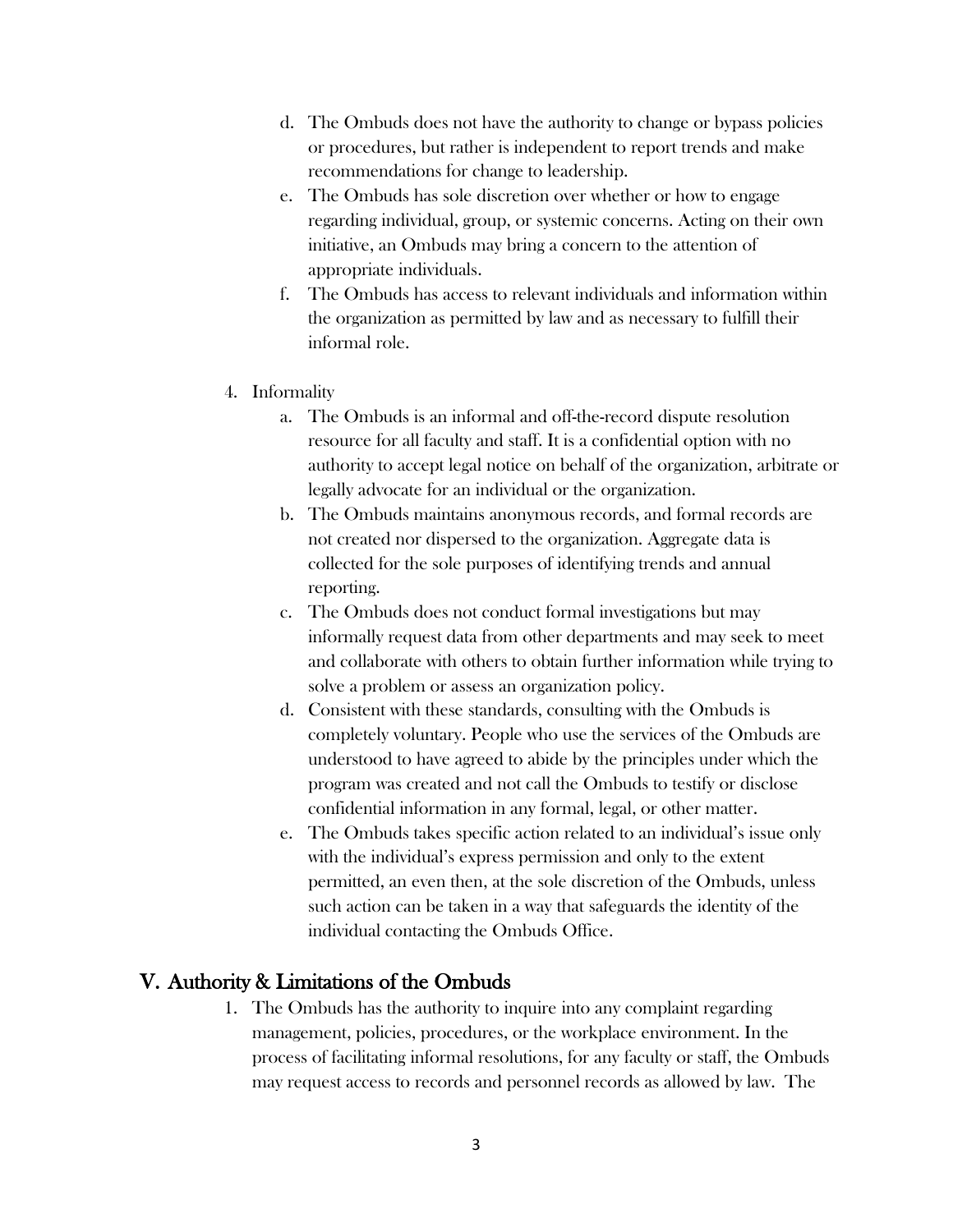d. The Ombuds does not have the authority to change or bypass policies or procedures, but rather is independent to report trends and make recommendations for change to leadership.

e. The Ombuds has sole discretion over whether or how to engage regarding individual, group, or systemic concerns. Acting on their own initiative, an Ombuds may bring a concern to the attention of appropriate individuals.

f. The Ombuds has access to relevant individuals and information within the organization as permitted by law and as necessary to fulfill their informal role.

4. Informality

   a. The Ombuds is an informal and off-the-record dispute resolution resource for all faculty and staff. It is a confidential option with no authority to accept legal notice on behalf of the organization, arbitrate or legally advocate for an individual or the organization.

   b. The Ombuds maintains anonymous records, and formal records are not created nor dispersed to the organization. Aggregate data is collected for the sole purposes of identifying trends and annual reporting.

   c. The Ombuds does not conduct formal investigations but may informally request data from other departments and may seek to meet and collaborate with others to obtain further information while trying to solve a problem or assess an organization policy.

   d. Consistent with these standards, consulting with the Ombuds is completely voluntary. People who use the services of the Ombuds are understood to have agreed to abide by the principles under which the program was created and not call the Ombuds to testify or disclose confidential information in any formal, legal, or other matter.

   e. The Ombuds takes specific action related to an individual's issue only with the individual's express permission and only to the extent permitted, an even then, at the sole discretion of the Ombuds, unless such action can be taken in a way that safeguards the identity of the individual contacting the Ombuds Office.

## V. Authority & Limitations of the Ombuds

1. The Ombuds has the authority to inquire into any complaint regarding management, policies, procedures, or the workplace environment. In the process of facilitating informal resolutions, for any faculty or staff, the Ombuds may request access to records and personnel records as allowed by law. The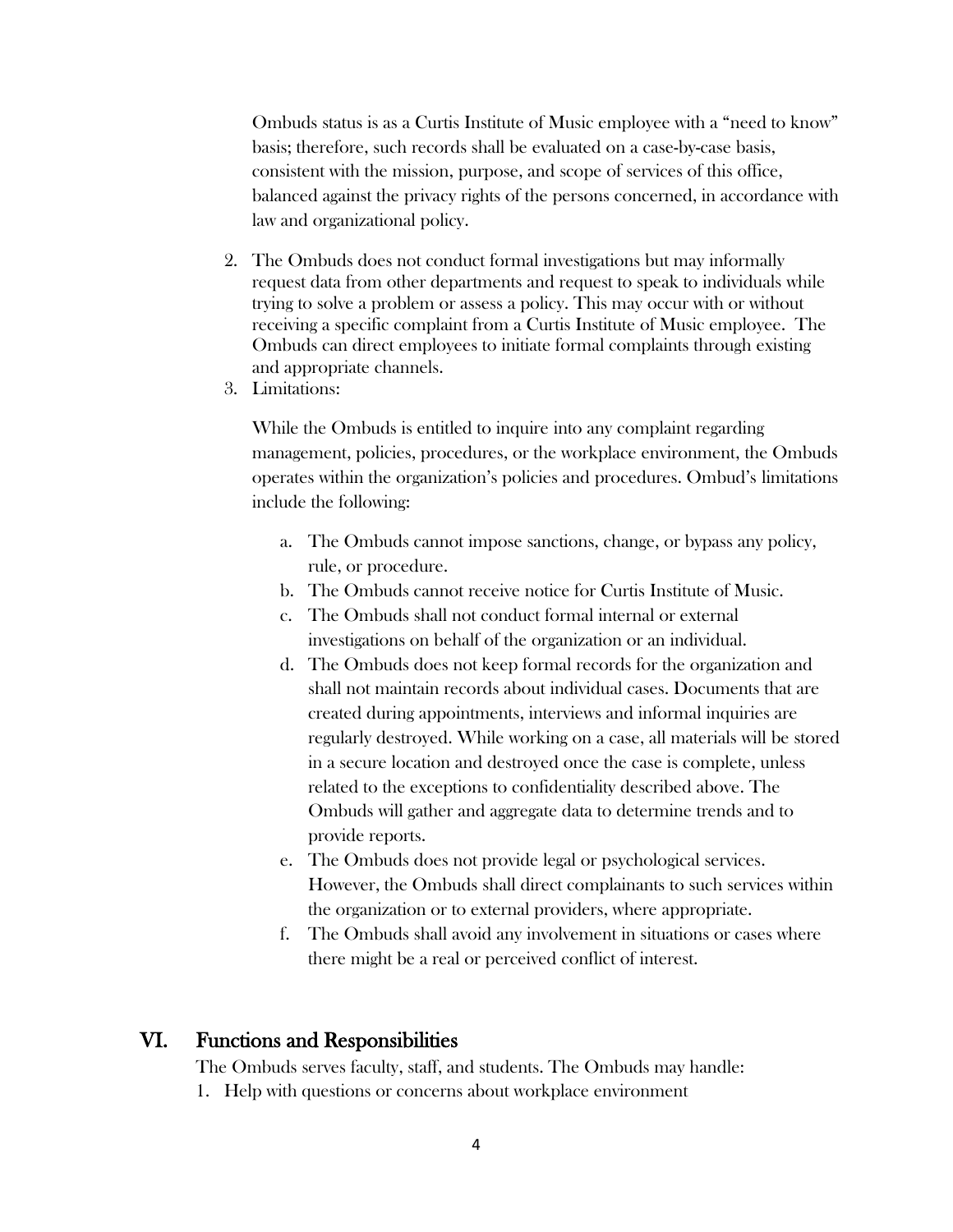Ombuds status is as a Curtis Institute of Music employee with a "need to know" basis; therefore, such records shall be evaluated on a case-by-case basis, consistent with the mission, purpose, and scope of services of this office, balanced against the privacy rights of the persons concerned, in accordance with law and organizational policy.

2. The Ombuds does not conduct formal investigations but may informally request data from other departments and request to speak to individuals while trying to solve a problem or assess a policy. This may occur with or without receiving a specific complaint from a Curtis Institute of Music employee. The Ombuds can direct employees to initiate formal complaints through existing and appropriate channels.
3. Limitations:

   While the Ombuds is entitled to inquire into any complaint regarding management, policies, procedures, or the workplace environment, the Ombuds operates within the organization's policies and procedures. Ombud's limitations include the following:

   a. The Ombuds cannot impose sanctions, change, or bypass any policy, rule, or procedure.
   b. The Ombuds cannot receive notice for Curtis Institute of Music.
   c. The Ombuds shall not conduct formal internal or external investigations on behalf of the organization or an individual.
   d. The Ombuds does not keep formal records for the organization and shall not maintain records about individual cases. Documents that are created during appointments, interviews and informal inquiries are regularly destroyed. While working on a case, all materials will be stored in a secure location and destroyed once the case is complete, unless related to the exceptions to confidentiality described above. The Ombuds will gather and aggregate data to determine trends and to provide reports.
   e. The Ombuds does not provide legal or psychological services. However, the Ombuds shall direct complainants to such services within the organization or to external providers, where appropriate.
   f. The Ombuds shall avoid any involvement in situations or cases where there might be a real or perceived conflict of interest.

## VI. Functions and Responsibilities

The Ombuds serves faculty, staff, and students. The Ombuds may handle:

1. Help with questions or concerns about workplace environment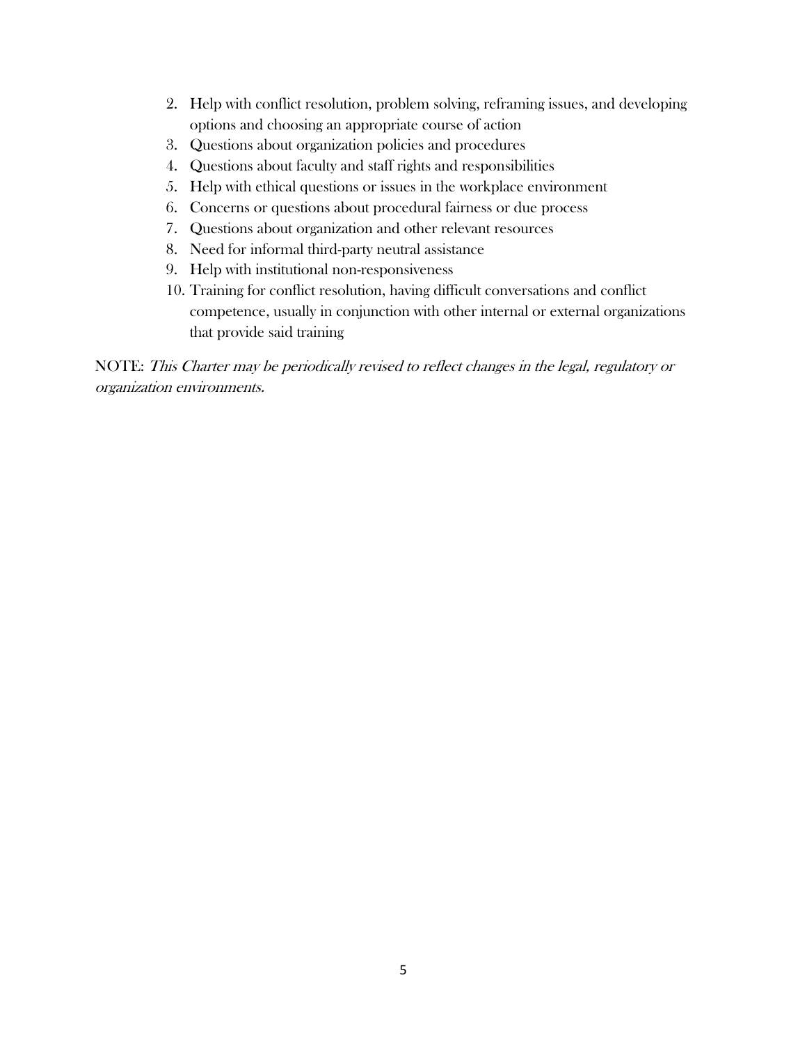2. Help with conflict resolution, problem solving, reframing issues, and developing options and choosing an appropriate course of action
3. Questions about organization policies and procedures
4. Questions about faculty and staff rights and responsibilities
5. Help with ethical questions or issues in the workplace environment
6. Concerns or questions about procedural fairness or due process
7. Questions about organization and other relevant resources
8. Need for informal third-party neutral assistance
9. Help with institutional non-responsiveness
10. Training for conflict resolution, having difficult conversations and conflict competence, usually in conjunction with other internal or external organizations that provide said training

NOTE: *This Charter may be periodically revised to reflect changes in the legal, regulatory or organization environments.*